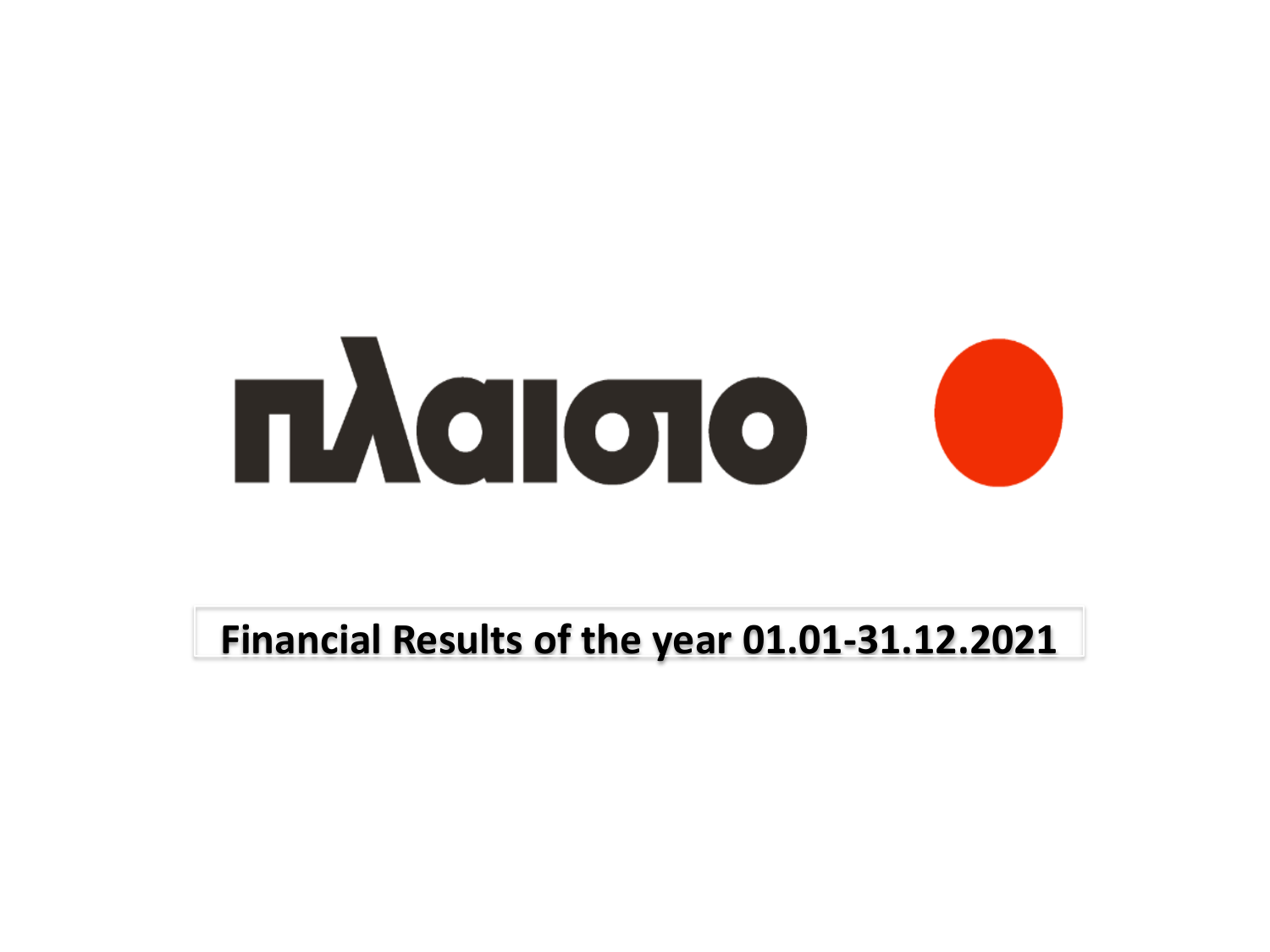# πλαισιο

## Financial Results of the year 01.01-31.12.2021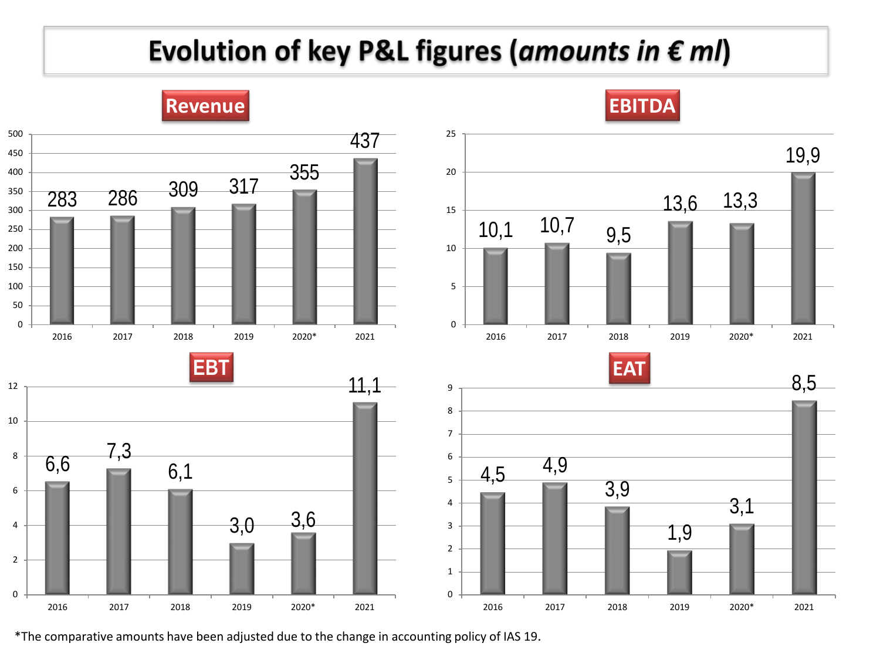# Evolution of key P&L figures (*amounts in € ml*)

## Revenue

| 2016 | 2017 | 2018 | 2019 | 2020* | 2021 |
|---|---|---|---|---|---|
| 283 | 286 | 309 | 317 | 355 | 437 |

## EBITDA

| 2016 | 2017 | 2018 | 2019 | 2020* | 2021 |
|---|---|---|---|---|---|
| 10,1 | 10,7 | 9,5 | 13,6 | 13,3 | 19,9 |

## EBT

| 2016 | 2017 | 2018 | 2019 | 2020* | 2021 |
|---|---|---|---|---|---|
| 6,6 | 7,3 | 6,1 | 3,0 | 3,6 | 11,1 |

## EAT

| 2016 | 2017 | 2018 | 2019 | 2020* | 2021 |
|---|---|---|---|---|---|
| 4,5 | 4,9 | 3,9 | 1,9 | 3,1 | 8,5 |

*The comparative amounts have been adjusted due to the change in accounting policy of IAS 19.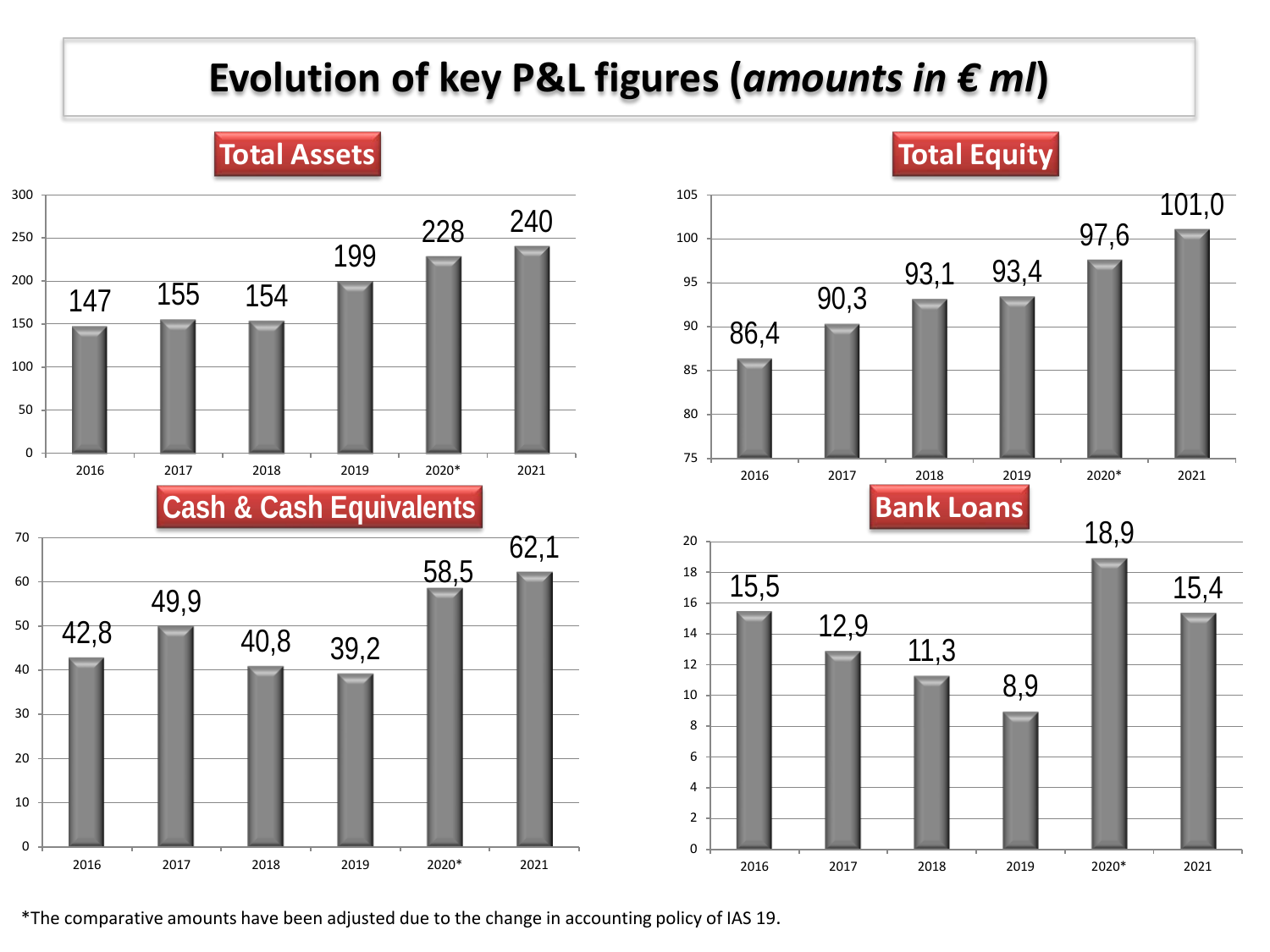# Evolution of key P&L figures (*amounts in € ml*)

## Total Assets

| 2016 | 2017 | 2018 | 2019 | 2020* | 2021 |
|---|---|---|---|---|---|
| 147 | 155 | 154 | 199 | 228 | 240 |

## Total Equity

| 2016 | 2017 | 2018 | 2019 | 2020* | 2021 |
|---|---|---|---|---|---|
| 86,4 | 90,3 | 93,1 | 93,4 | 97,6 | 101,0 |

## Cash & Cash Equivalents

| 2016 | 2017 | 2018 | 2019 | 2020* | 2021 |
|---|---|---|---|---|---|
| 42,8 | 49,9 | 40,8 | 39,2 | 58,5 | 62,1 |

## Bank Loans

| 2016 | 2017 | 2018 | 2019 | 2020* | 2021 |
|---|---|---|---|---|---|
| 15,5 | 12,9 | 11,3 | 8,9 | 18,9 | 15,4 |

*The comparative amounts have been adjusted due to the change in accounting policy of IAS 19.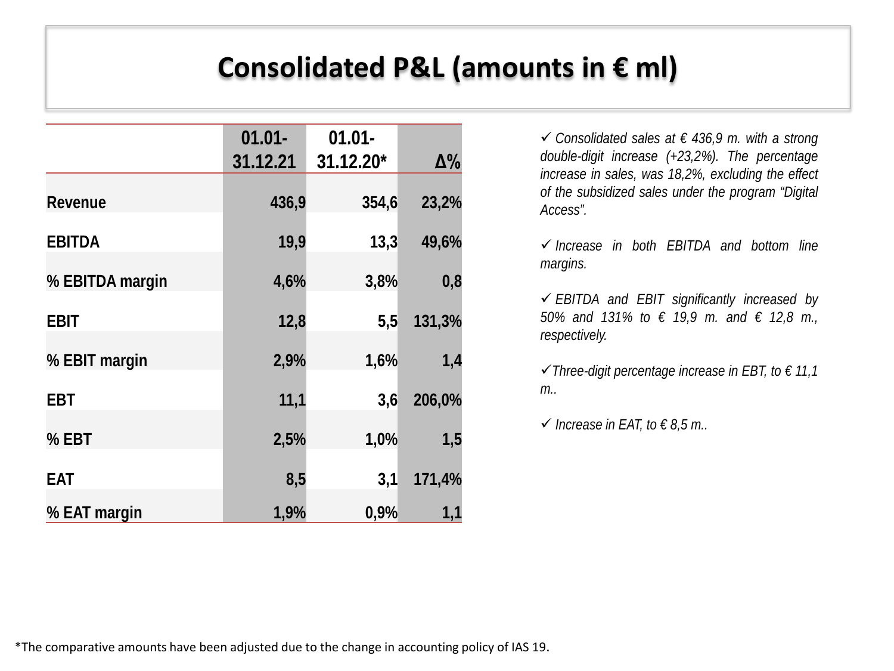# Consolidated P&L (amounts in € ml)

| | 01.01-31.12.21 | 01.01-31.12.20* | Δ% |
|---|---|---|---|
| Revenue | 436,9 | 354,6 | 23,2% |
| EBITDA | 19,9 | 13,3 | 49,6% |
| % EBITDA margin | 4,6% | 3,8% | 0,8 |
| EBIT | 12,8 | 5,5 | 131,3% |
| % EBIT margin | 2,9% | 1,6% | 1,4 |
| EBT | 11,1 | 3,6 | 206,0% |
| % EBT | 2,5% | 1,0% | 1,5 |
| EAT | 8,5 | 3,1 | 171,4% |
| % EAT margin | 1,9% | 0,9% | 1,1 |

- ✓ *Consolidated sales at € 436,9 m. with a strong double-digit increase (+23,2%). The percentage increase in sales, was 18,2%, excluding the effect of the subsidized sales under the program "Digital Access".*
- ✓ *Increase in both EBITDA and bottom line margins.*
- ✓ *EBITDA and EBIT significantly increased by 50% and 131% to € 19,9 m. and € 12,8 m., respectively.*
- ✓ *Three-digit percentage increase in EBT, to € 11,1 m..*
- ✓ *Increase in EAT, to € 8,5 m..*

*The comparative amounts have been adjusted due to the change in accounting policy of IAS 19.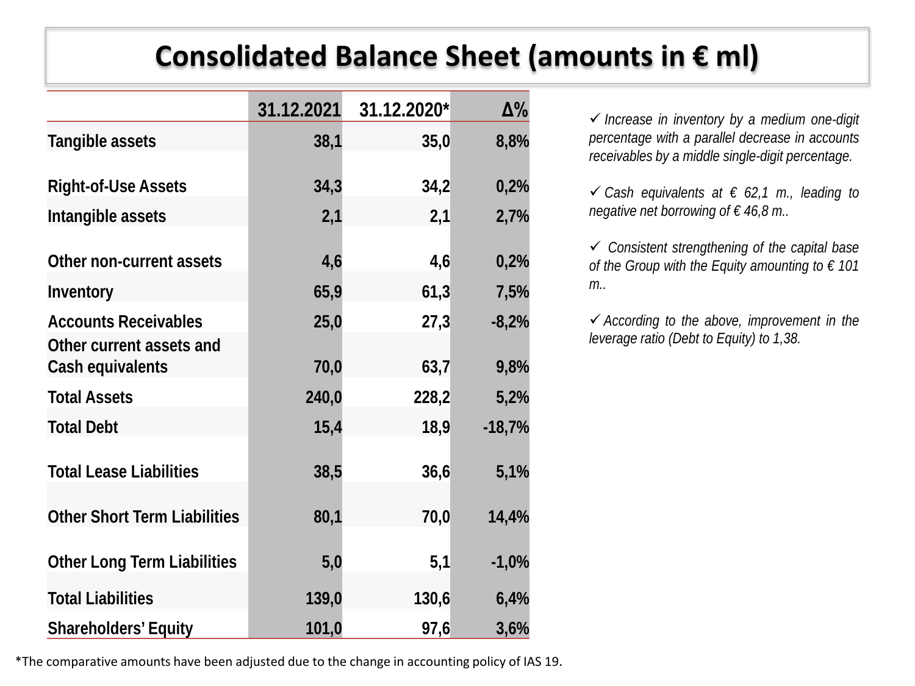# Consolidated Balance Sheet (amounts in € ml)

| | 31.12.2021 | 31.12.2020* | Δ% |
|---|---|---|---|
| **Tangible assets** | 38,1 | 35,0 | 8,8% |
| **Right-of-Use Assets** | 34,3 | 34,2 | 0,2% |
| **Intangible assets** | 2,1 | 2,1 | 2,7% |
| **Other non-current assets** | 4,6 | 4,6 | 0,2% |
| **Inventory** | 65,9 | 61,3 | 7,5% |
| **Accounts Receivables** | 25,0 | 27,3 | -8,2% |
| **Other current assets and Cash equivalents** | 70,0 | 63,7 | 9,8% |
| **Total Assets** | 240,0 | 228,2 | 5,2% |
| **Total Debt** | 15,4 | 18,9 | -18,7% |
| **Total Lease Liabilities** | 38,5 | 36,6 | 5,1% |
| **Other Short Term Liabilities** | 80,1 | 70,0 | 14,4% |
| **Other Long Term Liabilities** | 5,0 | 5,1 | -1,0% |
| **Total Liabilities** | 139,0 | 130,6 | 6,4% |
| **Shareholders' Equity** | 101,0 | 97,6 | 3,6% |

- ✓ *Increase in inventory by a medium one-digit percentage with a parallel decrease in accounts receivables by a middle single-digit percentage.*
- ✓ *Cash equivalents at € 62,1 m., leading to negative net borrowing of € 46,8 m..*
- ✓ *Consistent strengthening of the capital base of the Group with the Equity amounting to € 101 m..*
- ✓ *According to the above, improvement in the leverage ratio (Debt to Equity) to 1,38.*

*The comparative amounts have been adjusted due to the change in accounting policy of IAS 19.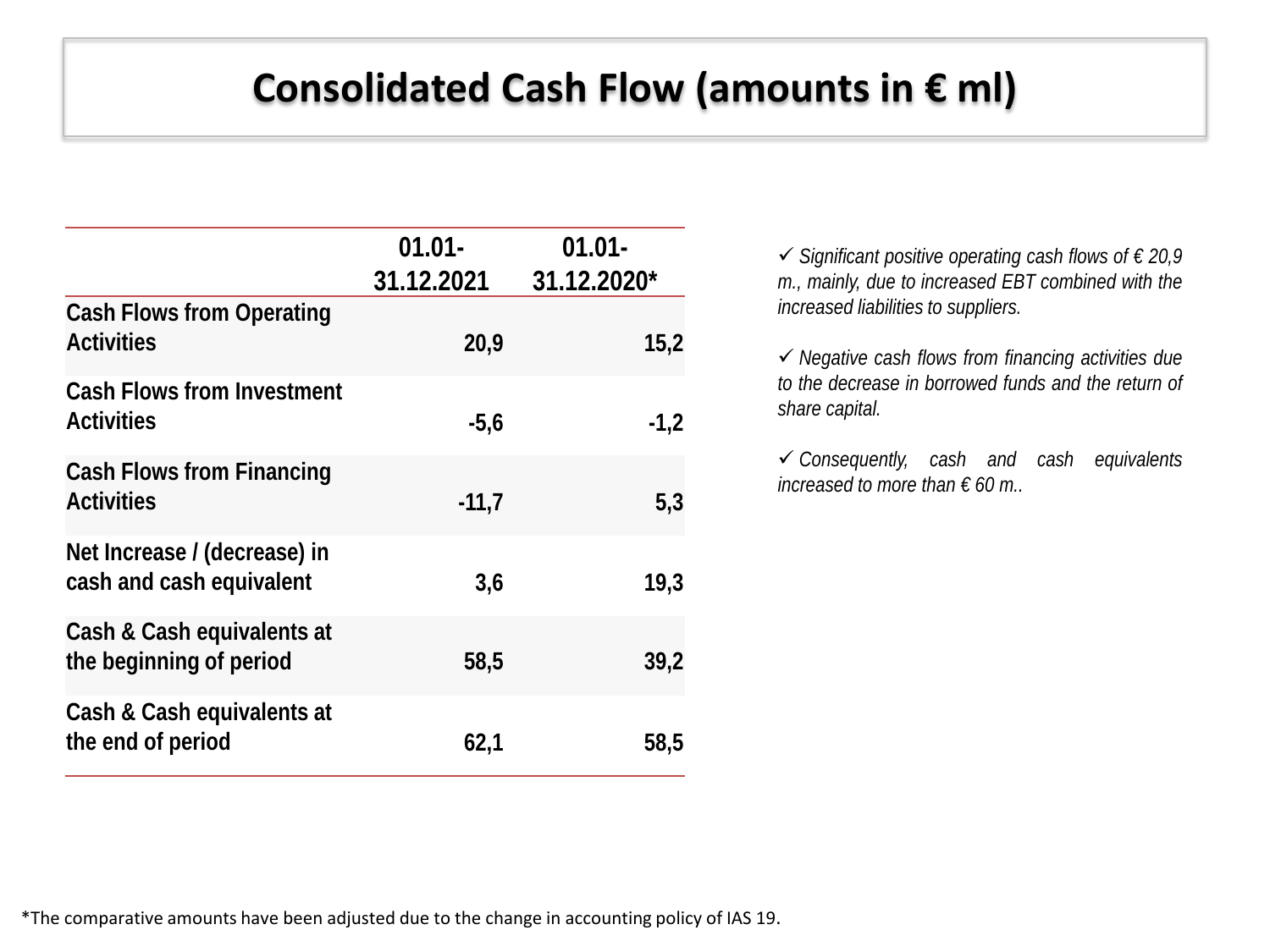# Consolidated Cash Flow (amounts in € ml)

| | 01.01-31.12.2021 | 01.01-31.12.2020* |
|---|---|---|
| **Cash Flows from Operating Activities** | **20,9** | **15,2** |
| **Cash Flows from Investment Activities** | **-5,6** | **-1,2** |
| **Cash Flows from Financing Activities** | **-11,7** | **5,3** |
| **Net Increase / (decrease) in cash and cash equivalent** | **3,6** | **19,3** |
| **Cash & Cash equivalents at the beginning of period** | **58,5** | **39,2** |
| **Cash & Cash equivalents at the end of period** | **62,1** | **58,5** |

✓ *Significant positive operating cash flows of € 20,9 m., mainly, due to increased EBT combined with the increased liabilities to suppliers.*

✓ *Negative cash flows from financing activities due to the decrease in borrowed funds and the return of share capital.*

✓ *Consequently, cash and cash equivalents increased to more than € 60 m..*

*The comparative amounts have been adjusted due to the change in accounting policy of IAS 19.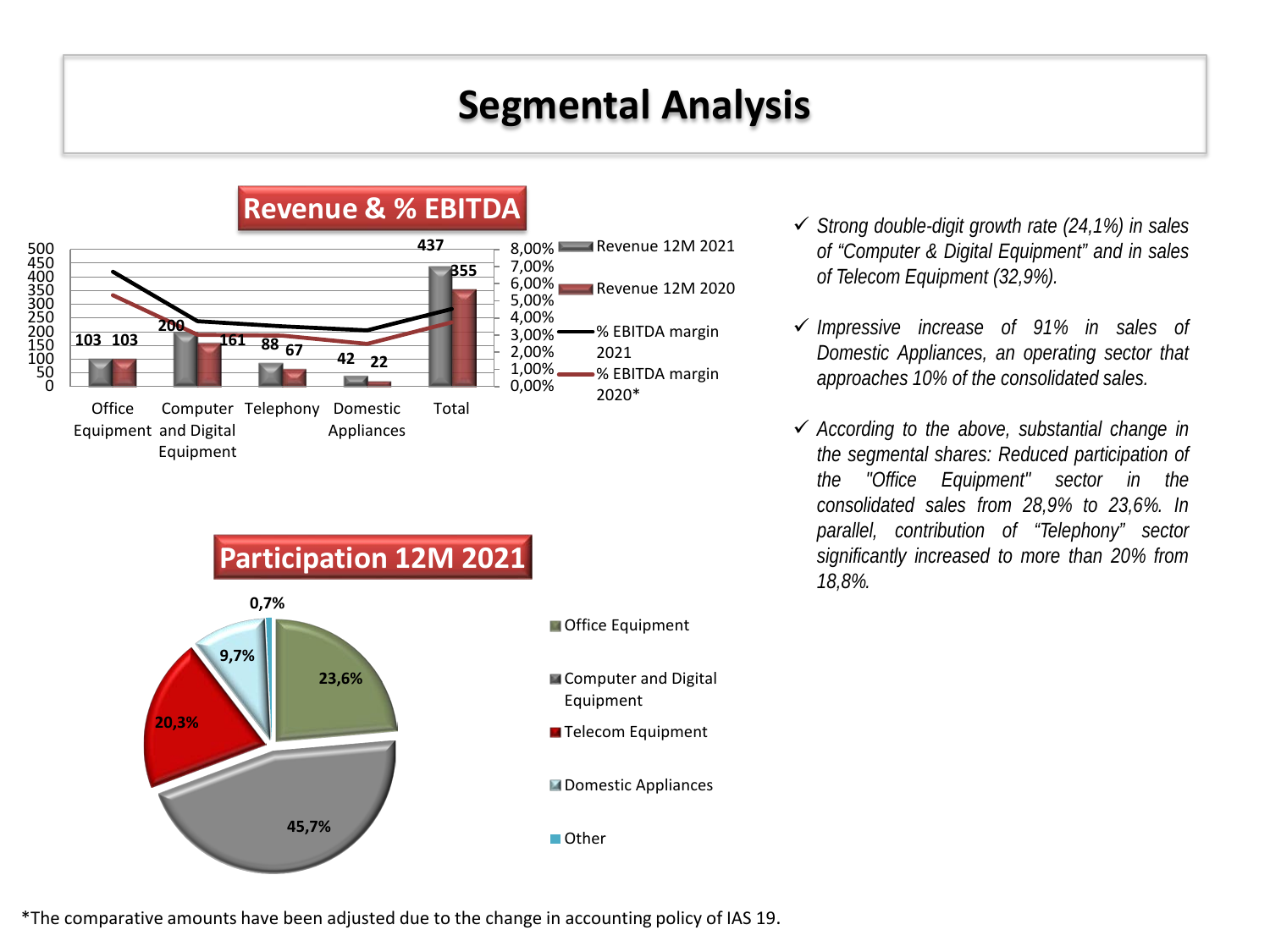# Segmental Analysis

## Revenue & % EBITDA

500
450
400
350
300
250
200
150
100
50
0

8,00%
7,00%
6,00%
5,00%
4,00%
3,00%
2,00%
1,00%
0,00%

103 103
200 161
88 67
42 22
437 355

Office Equipment
Computer and Digital Equipment
Telephony
Domestic Appliances
Total

Revenue 12M 2021
Revenue 12M 2020
% EBITDA margin 2021
% EBITDA margin 2020*

## Participation 12M 2021

0,7%
9,7%
23,6%
20,3%
45,7%

Office Equipment
Computer and Digital Equipment
Telecom Equipment
Domestic Appliances
Other

- ✓ *Strong double-digit growth rate (24,1%) in sales of "Computer & Digital Equipment" and in sales of Telecom Equipment (32,9%).*
- ✓ *Impressive increase of 91% in sales of Domestic Appliances, an operating sector that approaches 10% of the consolidated sales.*
- ✓ *According to the above, substantial change in the segmental shares: Reduced participation of the "Office Equipment" sector in the consolidated sales from 28,9% to 23,6%. In parallel, contribution of "Telephony" sector significantly increased to more than 20% from 18,8%.*

*The comparative amounts have been adjusted due to the change in accounting policy of IAS 19.